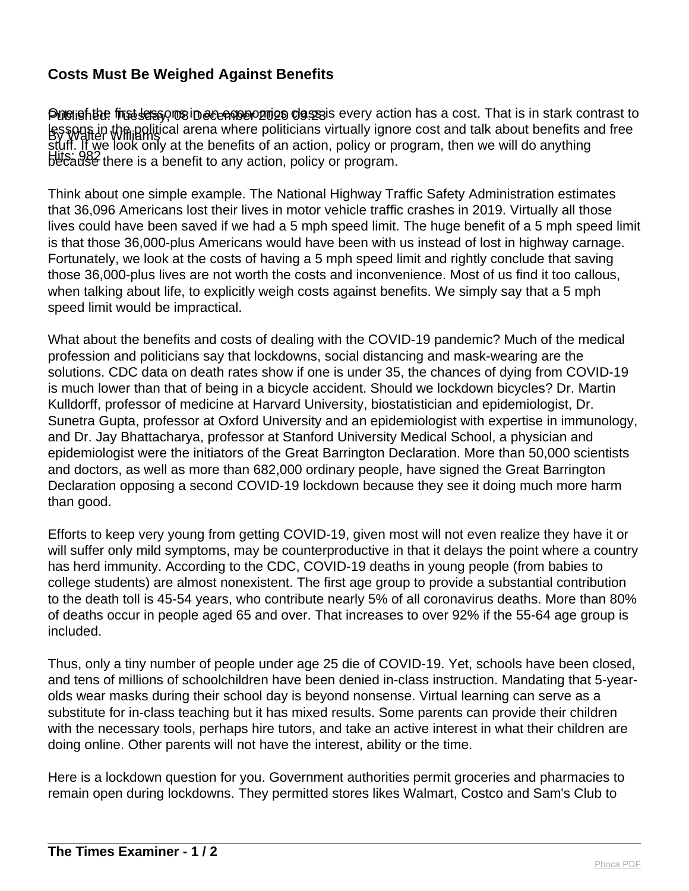# Costs Must Be Weighed Against Benefits

Published: Tuesday, 08 December 2020 09:23
By Walter Williams
Hits: 982

One of the first lessons in an economics class is every action has a cost. That is in stark contrast to lessons in the political arena where politicians virtually ignore cost and talk about benefits and free stuff. If we look only at the benefits of an action, policy or program, then we will do anything because there is a benefit to any action, policy or program.

Think about one simple example. The National Highway Traffic Safety Administration estimates that 36,096 Americans lost their lives in motor vehicle traffic crashes in 2019. Virtually all those lives could have been saved if we had a 5 mph speed limit. The huge benefit of a 5 mph speed limit is that those 36,000-plus Americans would have been with us instead of lost in highway carnage. Fortunately, we look at the costs of having a 5 mph speed limit and rightly conclude that saving those 36,000-plus lives are not worth the costs and inconvenience. Most of us find it too callous, when talking about life, to explicitly weigh costs against benefits. We simply say that a 5 mph speed limit would be impractical.

What about the benefits and costs of dealing with the COVID-19 pandemic? Much of the medical profession and politicians say that lockdowns, social distancing and mask-wearing are the solutions. CDC data on death rates show if one is under 35, the chances of dying from COVID-19 is much lower than that of being in a bicycle accident. Should we lockdown bicycles? Dr. Martin Kulldorff, professor of medicine at Harvard University, biostatistician and epidemiologist, Dr. Sunetra Gupta, professor at Oxford University and an epidemiologist with expertise in immunology, and Dr. Jay Bhattacharya, professor at Stanford University Medical School, a physician and epidemiologist were the initiators of the Great Barrington Declaration. More than 50,000 scientists and doctors, as well as more than 682,000 ordinary people, have signed the Great Barrington Declaration opposing a second COVID-19 lockdown because they see it doing much more harm than good.

Efforts to keep very young from getting COVID-19, given most will not even realize they have it or will suffer only mild symptoms, may be counterproductive in that it delays the point where a country has herd immunity. According to the CDC, COVID-19 deaths in young people (from babies to college students) are almost nonexistent. The first age group to provide a substantial contribution to the death toll is 45-54 years, who contribute nearly 5% of all coronavirus deaths. More than 80% of deaths occur in people aged 65 and over. That increases to over 92% if the 55-64 age group is included.

Thus, only a tiny number of people under age 25 die of COVID-19. Yet, schools have been closed, and tens of millions of schoolchildren have been denied in-class instruction. Mandating that 5-year-olds wear masks during their school day is beyond nonsense. Virtual learning can serve as a substitute for in-class teaching but it has mixed results. Some parents can provide their children with the necessary tools, perhaps hire tutors, and take an active interest in what their children are doing online. Other parents will not have the interest, ability or the time.

Here is a lockdown question for you. Government authorities permit groceries and pharmacies to remain open during lockdowns. They permitted stores likes Walmart, Costco and Sam's Club to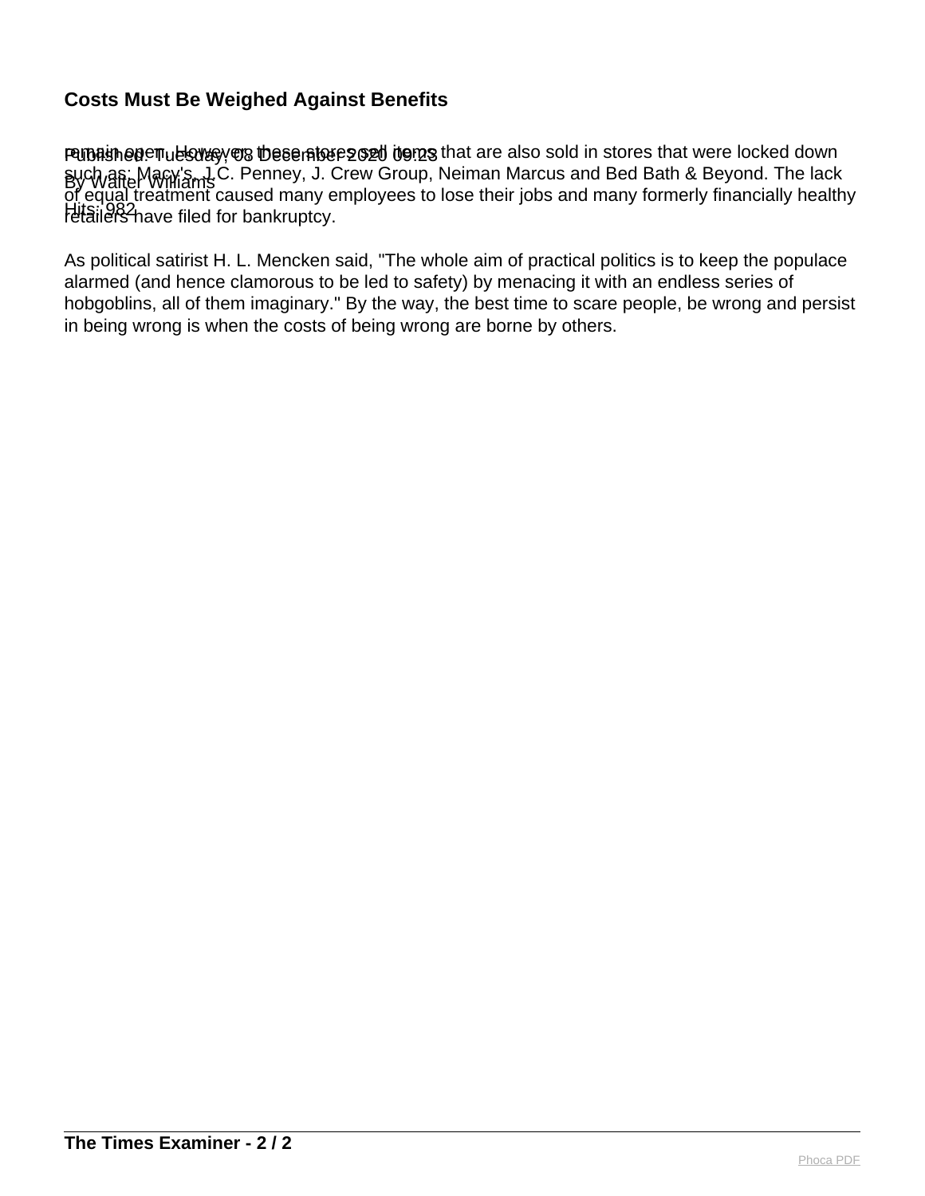remain open. However, these stores sell items that are also sold in stores that were locked down such as: Macy's, J.C. Penney, J. Crew Group, Neiman Marcus and Bed Bath & Beyond. The lack of equal treatment caused many employees to lose their jobs and many formerly financially healthy retailers have filed for bankruptcy.

As political satirist H. L. Mencken said, "The whole aim of practical politics is to keep the populace alarmed (and hence clamorous to be led to safety) by menacing it with an endless series of hobgoblins, all of them imaginary." By the way, the best time to scare people, be wrong and persist in being wrong is when the costs of being wrong are borne by others.